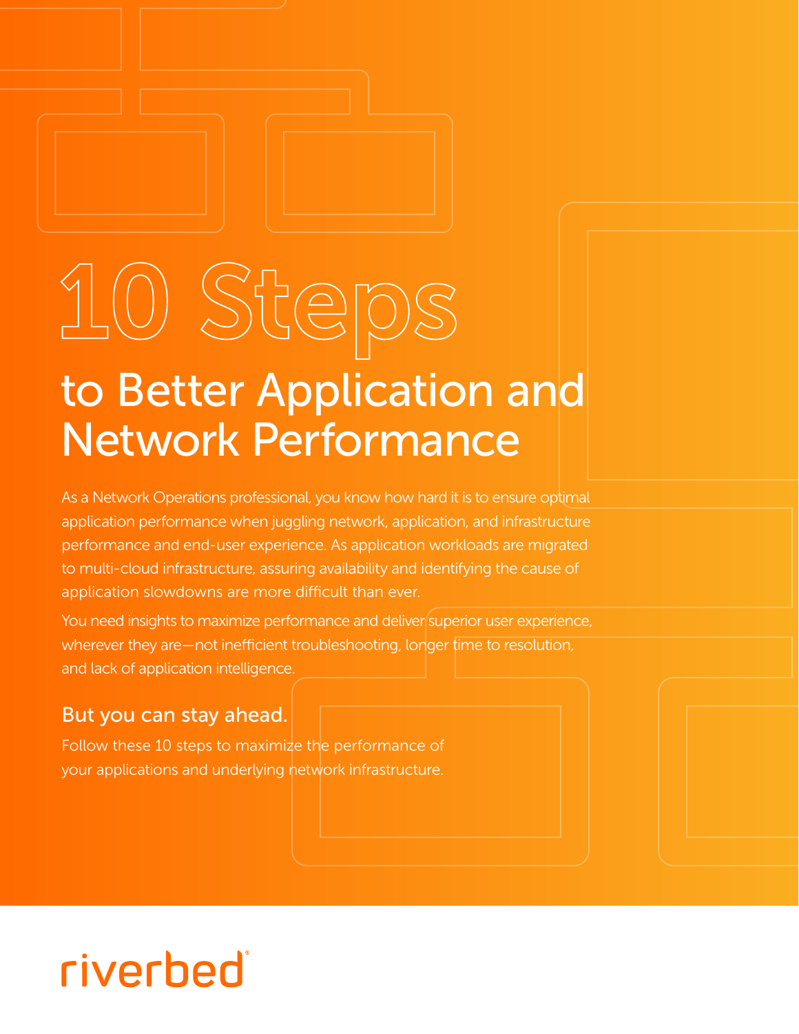# 10 Steps

## to Better Application and Network Performance

As a Network Operations professional, you know how hard it is to ensure optimal application performance when juggling network, application, and infrastructure performance and end-user experience. As application workloads are migrated to multi-cloud infrastructure, assuring availability and identifying the cause of application slowdowns are more difficult than ever.

You need insights to maximize performance and deliver superior user experience, wherever they are—not inefficient troubleshooting, longer time to resolution, and lack of application intelligence.

### But you can stay ahead.

Follow these 10 steps to maximize the performance of your applications and underlying network infrastructure.

riverbed®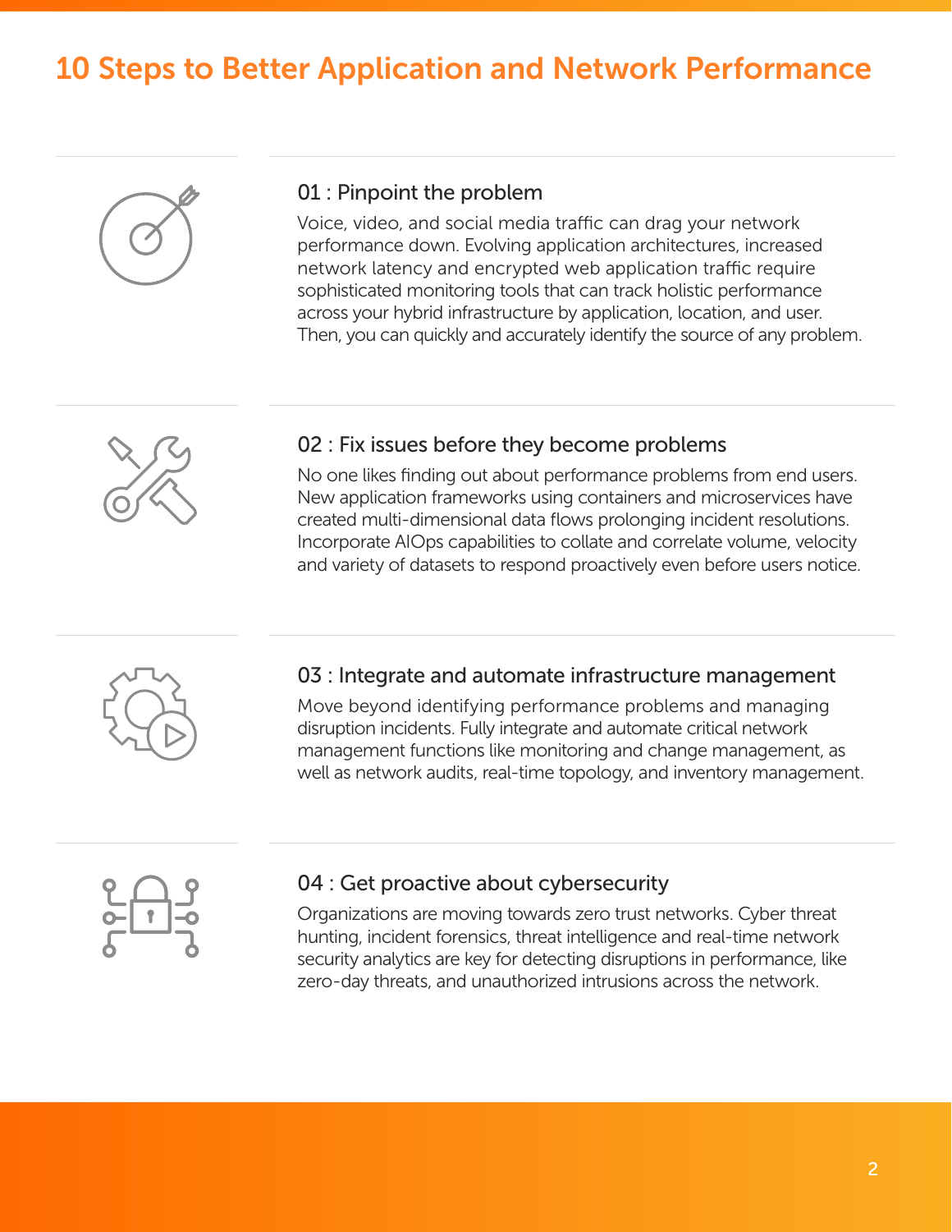# 10 Steps to Better Application and Network Performance

### 01 : Pinpoint the problem

Voice, video, and social media traffic can drag your network performance down. Evolving application architectures, increased network latency and encrypted web application traffic require sophisticated monitoring tools that can track holistic performance across your hybrid infrastructure by application, location, and user. Then, you can quickly and accurately identify the source of any problem.

### 02 : Fix issues before they become problems

No one likes finding out about performance problems from end users. New application frameworks using containers and microservices have created multi-dimensional data flows prolonging incident resolutions. Incorporate AIOps capabilities to collate and correlate volume, velocity and variety of datasets to respond proactively even before users notice.

### 03 : Integrate and automate infrastructure management

Move beyond identifying performance problems and managing disruption incidents. Fully integrate and automate critical network management functions like monitoring and change management, as well as network audits, real-time topology, and inventory management.

### 04 : Get proactive about cybersecurity

Organizations are moving towards zero trust networks. Cyber threat hunting, incident forensics, threat intelligence and real-time network security analytics are key for detecting disruptions in performance, like zero-day threats, and unauthorized intrusions across the network.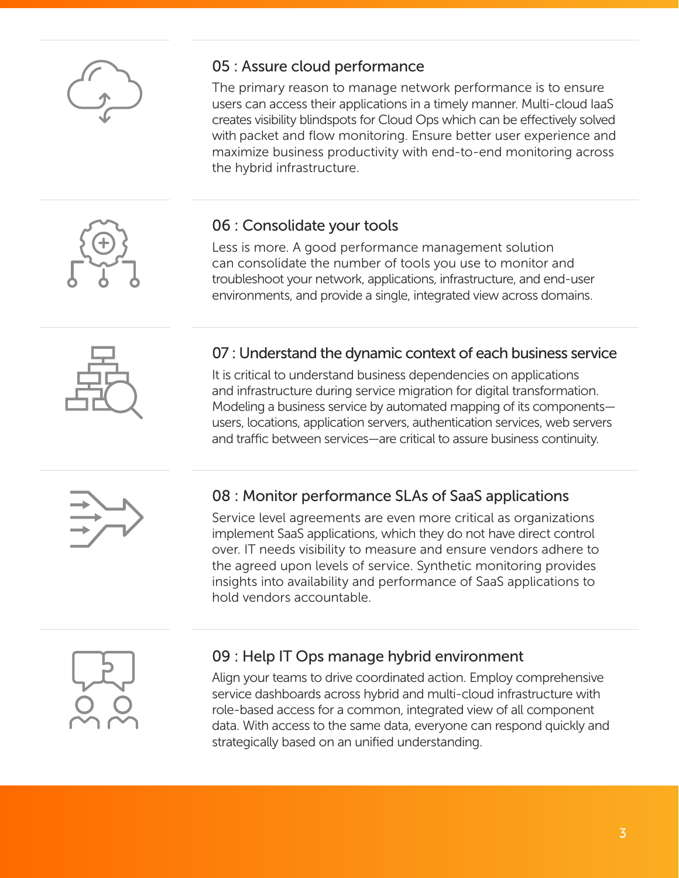### 05 : Assure cloud performance

The primary reason to manage network performance is to ensure users can access their applications in a timely manner. Multi-cloud IaaS creates visibility blindspots for Cloud Ops which can be effectively solved with packet and flow monitoring. Ensure better user experience and maximize business productivity with end-to-end monitoring across the hybrid infrastructure.

### 06 : Consolidate your tools

Less is more. A good performance management solution can consolidate the number of tools you use to monitor and troubleshoot your network, applications, infrastructure, and end-user environments, and provide a single, integrated view across domains.

### 07 : Understand the dynamic context of each business service

It is critical to understand business dependencies on applications and infrastructure during service migration for digital transformation. Modeling a business service by automated mapping of its components—users, locations, application servers, authentication services, web servers and traffic between services—are critical to assure business continuity.

### 08 : Monitor performance SLAs of SaaS applications

Service level agreements are even more critical as organizations implement SaaS applications, which they do not have direct control over. IT needs visibility to measure and ensure vendors adhere to the agreed upon levels of service. Synthetic monitoring provides insights into availability and performance of SaaS applications to hold vendors accountable.

### 09 : Help IT Ops manage hybrid environment

Align your teams to drive coordinated action. Employ comprehensive service dashboards across hybrid and multi-cloud infrastructure with role-based access for a common, integrated view of all component data. With access to the same data, everyone can respond quickly and strategically based on an unified understanding.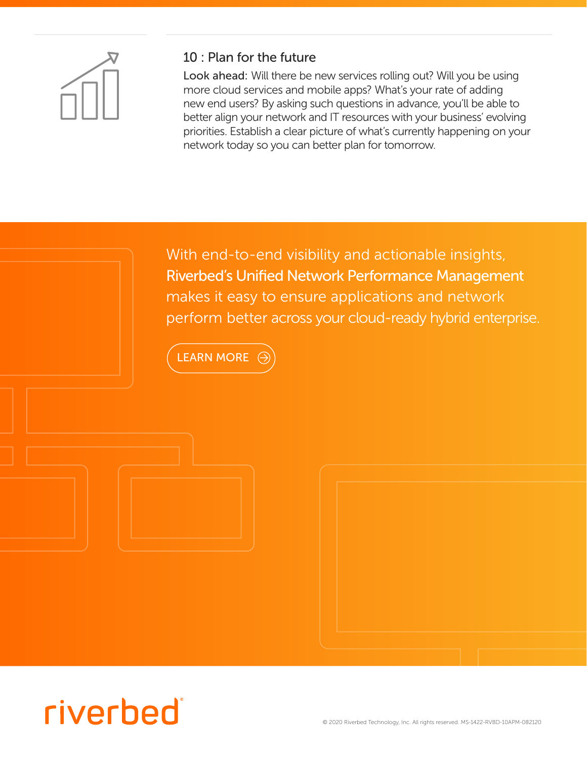## 10 : Plan for the future

**Look ahead:** Will there be new services rolling out? Will you be using more cloud services and mobile apps? What's your rate of adding new end users? By asking such questions in advance, you'll be able to better align your network and IT resources with your business' evolving priorities. Establish a clear picture of what's currently happening on your network today so you can better plan for tomorrow.

With end-to-end visibility and actionable insights, **Riverbed's Unified Network Performance Management** makes it easy to ensure applications and network perform better across your cloud-ready hybrid enterprise.

LEARN MORE

riverbed®

© 2020 Riverbed Technology, Inc. All rights reserved. MS-1422-RVBD-10APM-082120